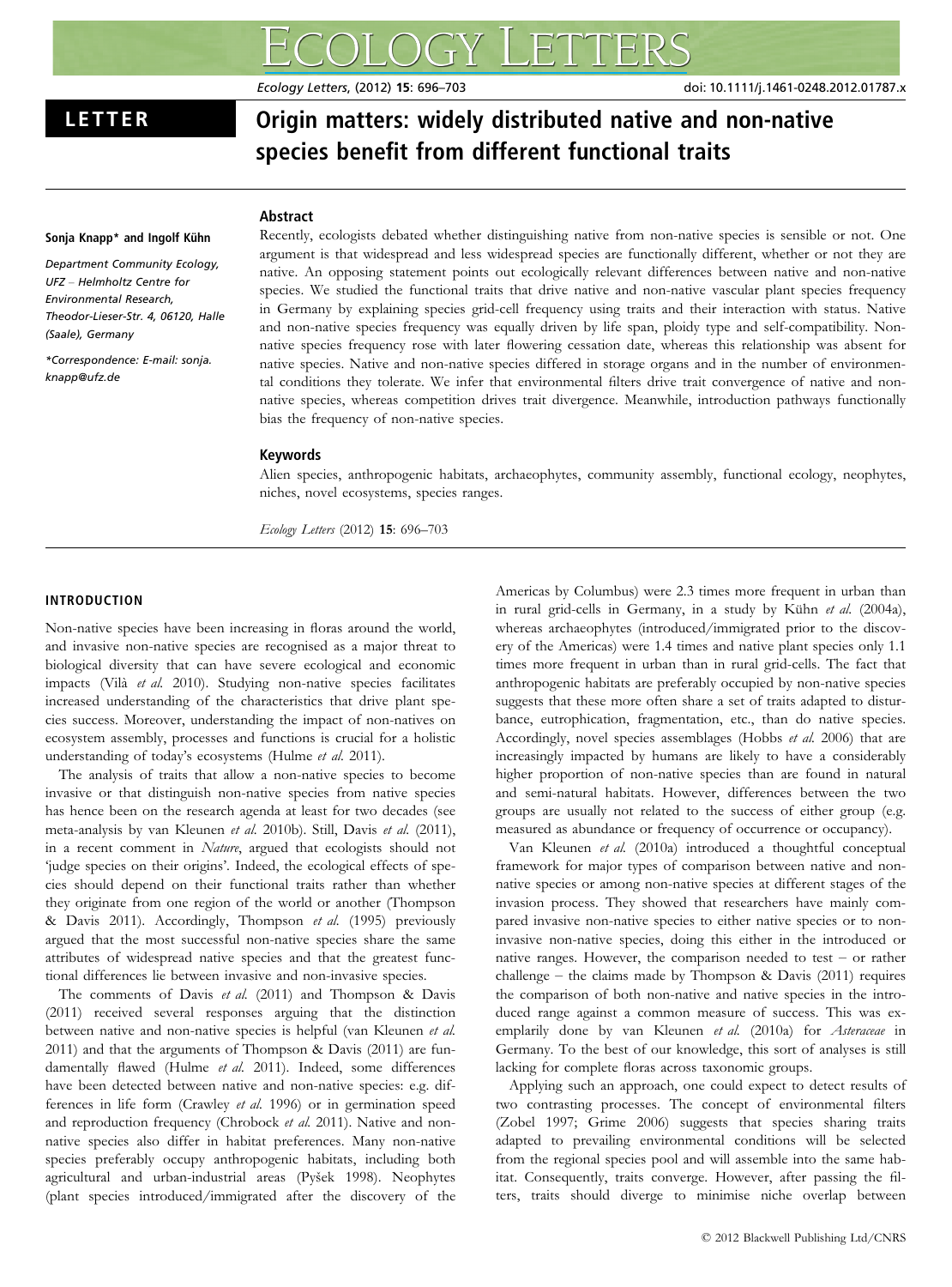LETTER

# Origin matters: widely distributed native and non-native species benefit from different functional traits

**Sonja Knapp\* and Ingolf Kühn**

*Department Community Ecology, UFZ – Helmholtz Centre for Environmental Research, Theodor-Lieser-Str. 4, 06120, Halle (Saale), Germany*

*\*Correspondence: E-mail: sonja.knapp@ufz.de*

## Abstract

Recently, ecologists debated whether distinguishing native from non-native species is sensible or not. One argument is that widespread and less widespread species are functionally different, whether or not they are native. An opposing statement points out ecologically relevant differences between native and non-native species. We studied the functional traits that drive native and non-native vascular plant species frequency in Germany by explaining species grid-cell frequency using traits and their interaction with status. Native and non-native species frequency was equally driven by life span, ploidy type and self-compatibility. Non-native species frequency rose with later flowering cessation date, whereas this relationship was absent for native species. Native and non-native species differed in storage organs and in the number of environmental conditions they tolerate. We infer that environmental filters drive trait convergence of native and non-native species, whereas competition drives trait divergence. Meanwhile, introduction pathways functionally bias the frequency of non-native species.

## Keywords

Alien species, anthropogenic habitats, archaeophytes, community assembly, functional ecology, neophytes, niches, novel ecosystems, species ranges.

*Ecology Letters* (2012) **15**: 696–703

## INTRODUCTION

Non-native species have been increasing in floras around the world, and invasive non-native species are recognised as a major threat to biological diversity that can have severe ecological and economic impacts (Vilà *et al.* 2010). Studying non-native species facilitates increased understanding of the characteristics that drive plant species success. Moreover, understanding the impact of non-natives on ecosystem assembly, processes and functions is crucial for a holistic understanding of today's ecosystems (Hulme *et al.* 2011).

The analysis of traits that allow a non-native species to become invasive or that distinguish non-native species from native species has hence been on the research agenda at least for two decades (see meta-analysis by van Kleunen *et al.* 2010b). Still, Davis *et al.* (2011), in a recent comment in *Nature*, argued that ecologists should not 'judge species on their origins'. Indeed, the ecological effects of species should depend on their functional traits rather than whether they originate from one region of the world or another (Thompson & Davis 2011). Accordingly, Thompson *et al.* (1995) previously argued that the most successful non-native species share the same attributes of widespread native species and that the greatest functional differences lie between invasive and non-invasive species.

The comments of Davis *et al.* (2011) and Thompson & Davis (2011) received several responses arguing that the distinction between native and non-native species is helpful (van Kleunen *et al.* 2011) and that the arguments of Thompson & Davis (2011) are fundamentally flawed (Hulme *et al.* 2011). Indeed, some differences have been detected between native and non-native species: e.g. differences in life form (Crawley *et al.* 1996) or in germination speed and reproduction frequency (Chrobock *et al.* 2011). Native and non-native species also differ in habitat preferences. Many non-native species preferably occupy anthropogenic habitats, including both agricultural and urban-industrial areas (Pyšek 1998). Neophytes (plant species introduced/immigrated after the discovery of the Americas by Columbus) were 2.3 times more frequent in urban than in rural grid-cells in Germany, in a study by Kühn *et al.* (2004a), whereas archaeophytes (introduced/immigrated prior to the discovery of the Americas) were 1.4 times and native plant species only 1.1 times more frequent in urban than in rural grid-cells. The fact that anthropogenic habitats are preferably occupied by non-native species suggests that these more often share a set of traits adapted to disturbance, eutrophication, fragmentation, etc., than do native species. Accordingly, novel species assemblages (Hobbs *et al.* 2006) that are increasingly impacted by humans are likely to have a considerably higher proportion of non-native species than are found in natural and semi-natural habitats. However, differences between the two groups are usually not related to the success of either group (e.g. measured as abundance or frequency of occurrence or occupancy).

Van Kleunen *et al.* (2010a) introduced a thoughtful conceptual framework for major types of comparison between native and non-native species or among non-native species at different stages of the invasion process. They showed that researchers have mainly compared invasive non-native species to either native species or to non-invasive non-native species, doing this either in the introduced or native ranges. However, the comparison needed to test – or rather challenge – the claims made by Thompson & Davis (2011) requires the comparison of both non-native and native species in the introduced range against a common measure of success. This was exemplarily done by van Kleunen *et al.* (2010a) for *Asteraceae* in Germany. To the best of our knowledge, this sort of analyses is still lacking for complete floras across taxonomic groups.

Applying such an approach, one could expect to detect results of two contrasting processes. The concept of environmental filters (Zobel 1997; Grime 2006) suggests that species sharing traits adapted to prevailing environmental conditions will be selected from the regional species pool and will assemble into the same habitat. Consequently, traits converge. However, after passing the filters, traits should diverge to minimise niche overlap between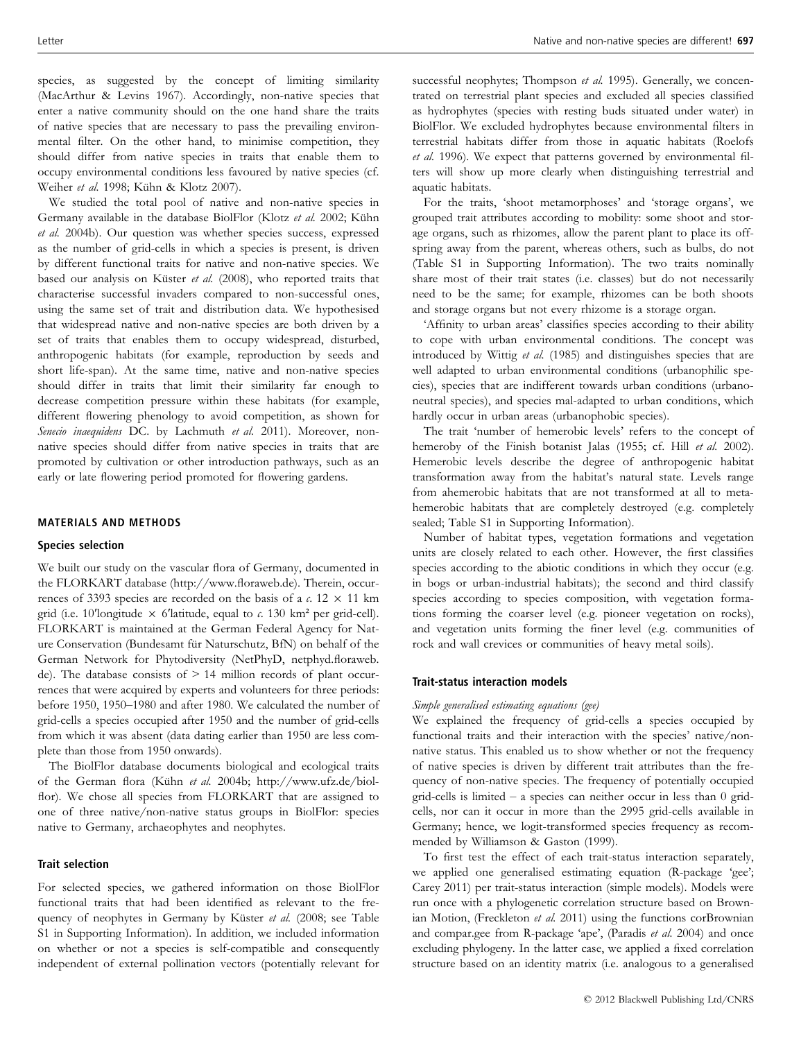species, as suggested by the concept of limiting similarity (MacArthur & Levins 1967). Accordingly, non-native species that enter a native community should on the one hand share the traits of native species that are necessary to pass the prevailing environmental filter. On the other hand, to minimise competition, they should differ from native species in traits that enable them to occupy environmental conditions less favoured by native species (cf. Weiher *et al.* 1998; Kühn & Klotz 2007).

We studied the total pool of native and non-native species in Germany available in the database BiolFlor (Klotz *et al.* 2002; Kühn *et al.* 2004b). Our question was whether species success, expressed as the number of grid-cells in which a species is present, is driven by different functional traits for native and non-native species. We based our analysis on Küster *et al.* (2008), who reported traits that characterise successful invaders compared to non-successful ones, using the same set of trait and distribution data. We hypothesised that widespread native and non-native species are both driven by a set of traits that enables them to occupy widespread, disturbed, anthropogenic habitats (for example, reproduction by seeds and short life-span). At the same time, native and non-native species should differ in traits that limit their similarity far enough to decrease competition pressure within these habitats (for example, different flowering phenology to avoid competition, as shown for *Senecio inaequidens* DC. by Lachmuth *et al.* 2011). Moreover, non-native species should differ from native species in traits that are promoted by cultivation or other introduction pathways, such as an early or late flowering period promoted for flowering gardens.

## MATERIALS AND METHODS

### Species selection

We built our study on the vascular flora of Germany, documented in the FLORKART database (http://www.floraweb.de). Therein, occurrences of 3393 species are recorded on the basis of a *c.* 12 × 11 km grid (i.e. 10′longitude × 6′latitude, equal to *c.* 130 km² per grid-cell). FLORKART is maintained at the German Federal Agency for Nature Conservation (Bundesamt für Naturschutz, BfN) on behalf of the German Network for Phytodiversity (NetPhyD, netphyd.floraweb.de). The database consists of > 14 million records of plant occurrences that were acquired by experts and volunteers for three periods: before 1950, 1950–1980 and after 1980. We calculated the number of grid-cells a species occupied after 1950 and the number of grid-cells from which it was absent (data dating earlier than 1950 are less complete than those from 1950 onwards).

The BiolFlor database documents biological and ecological traits of the German flora (Kühn *et al.* 2004b; http://www.ufz.de/biolflor). We chose all species from FLORKART that are assigned to one of three native/non-native status groups in BiolFlor: species native to Germany, archaeophytes and neophytes.

### Trait selection

For selected species, we gathered information on those BiolFlor functional traits that had been identified as relevant to the frequency of neophytes in Germany by Küster *et al.* (2008; see Table S1 in Supporting Information). In addition, we included information on whether or not a species is self-compatible and consequently independent of external pollination vectors (potentially relevant for successful neophytes; Thompson *et al.* 1995). Generally, we concentrated on terrestrial plant species and excluded all species classified as hydrophytes (species with resting buds situated under water) in BiolFlor. We excluded hydrophytes because environmental filters in terrestrial habitats differ from those in aquatic habitats (Roelofs *et al.* 1996). We expect that patterns governed by environmental filters will show up more clearly when distinguishing terrestrial and aquatic habitats.

For the traits, 'shoot metamorphoses' and 'storage organs', we grouped trait attributes according to mobility: some shoot and storage organs, such as rhizomes, allow the parent plant to place its offspring away from the parent, whereas others, such as bulbs, do not (Table S1 in Supporting Information). The two traits nominally share most of their trait states (i.e. classes) but do not necessarily need to be the same; for example, rhizomes can be both shoots and storage organs but not every rhizome is a storage organ.

'Affinity to urban areas' classifies species according to their ability to cope with urban environmental conditions. The concept was introduced by Wittig *et al.* (1985) and distinguishes species that are well adapted to urban environmental conditions (urbanophilic species), species that are indifferent towards urban conditions (urbanoneutral species), and species mal-adapted to urban conditions, which hardly occur in urban areas (urbanophobic species).

The trait 'number of hemerobic levels' refers to the concept of hemeroby of the Finish botanist Jalas (1955; cf. Hill *et al.* 2002). Hemerobic levels describe the degree of anthropogenic habitat transformation away from the habitat's natural state. Levels range from ahemerobic habitats that are not transformed at all to metahemerobic habitats that are completely destroyed (e.g. completely sealed; Table S1 in Supporting Information).

Number of habitat types, vegetation formations and vegetation units are closely related to each other. However, the first classifies species according to the abiotic conditions in which they occur (e.g. in bogs or urban-industrial habitats); the second and third classify species according to species composition, with vegetation formations forming the coarser level (e.g. pioneer vegetation on rocks), and vegetation units forming the finer level (e.g. communities of rock and wall crevices or communities of heavy metal soils).

### Trait-status interaction models

#### *Simple generalised estimating equations (gee)*

We explained the frequency of grid-cells a species occupied by functional traits and their interaction with the species' native/non-native status. This enabled us to show whether or not the frequency of native species is driven by different trait attributes than the frequency of non-native species. The frequency of potentially occupied grid-cells is limited – a species can neither occur in less than 0 grid-cells, nor can it occur in more than the 2995 grid-cells available in Germany; hence, we logit-transformed species frequency as recommended by Williamson & Gaston (1999).

To first test the effect of each trait-status interaction separately, we applied one generalised estimating equation (R-package 'gee'; Carey 2011) per trait-status interaction (simple models). Models were run once with a phylogenetic correlation structure based on Brownian Motion, (Freckleton *et al.* 2011) using the functions corBrownian and compar.gee from R-package 'ape', (Paradis *et al.* 2004) and once excluding phylogeny. In the latter case, we applied a fixed correlation structure based on an identity matrix (i.e. analogous to a generalised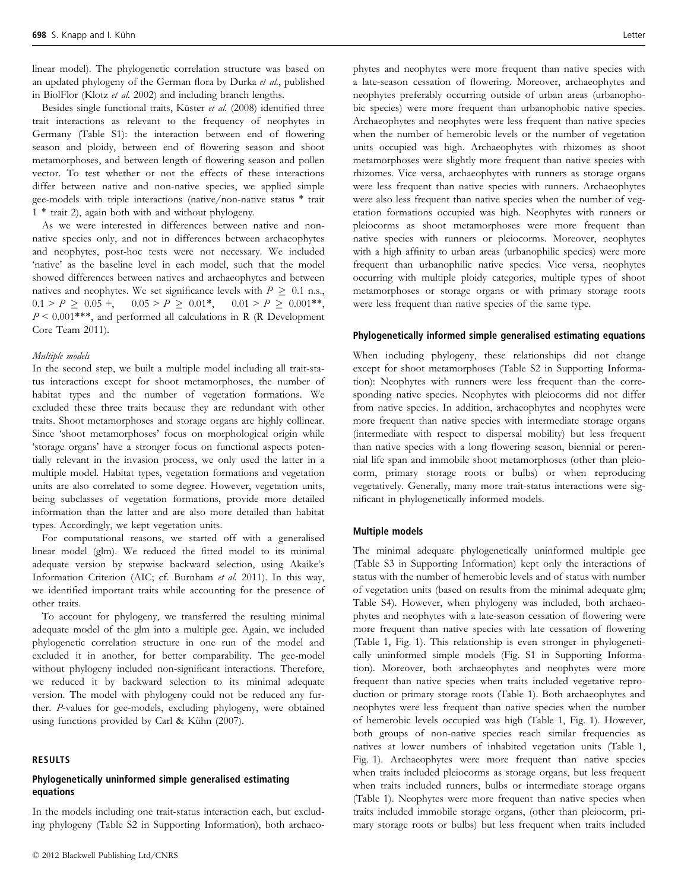linear model). The phylogenetic correlation structure was based on an updated phylogeny of the German flora by Durka *et al.*, published in BiolFlor (Klotz *et al.* 2002) and including branch lengths.

Besides single functional traits, Küster *et al.* (2008) identified three trait interactions as relevant to the frequency of neophytes in Germany (Table S1): the interaction between end of flowering season and ploidy, between end of flowering season and shoot metamorphoses, and between length of flowering season and pollen vector. To test whether or not the effects of these interactions differ between native and non-native species, we applied simple gee-models with triple interactions (native/non-native status * trait 1 * trait 2), again both with and without phylogeny.

As we were interested in differences between native and non-native species only, and not in differences between archaeophytes and neophytes, post-hoc tests were not necessary. We included 'native' as the baseline level in each model, such that the model showed differences between natives and archaeophytes and between natives and neophytes. We set significance levels with $P \geq 0.1$ n.s., $0.1 > P \geq 0.05$ +, $0.05 > P \geq 0.01$*, $0.01 > P \geq 0.001$**, $P < 0.001$***, and performed all calculations in R (R Development Core Team 2011).

*Multiple models*

In the second step, we built a multiple model including all trait-status interactions except for shoot metamorphoses, the number of habitat types and the number of vegetation formations. We excluded these three traits because they are redundant with other traits. Shoot metamorphoses and storage organs are highly collinear. Since 'shoot metamorphoses' focus on morphological origin while 'storage organs' have a stronger focus on functional aspects potentially relevant in the invasion process, we only used the latter in a multiple model. Habitat types, vegetation formations and vegetation units are also correlated to some degree. However, vegetation units, being subclasses of vegetation formations, provide more detailed information than the latter and are also more detailed than habitat types. Accordingly, we kept vegetation units.

For computational reasons, we started off with a generalised linear model (glm). We reduced the fitted model to its minimal adequate version by stepwise backward selection, using Akaike's Information Criterion (AIC; cf. Burnham *et al.* 2011). In this way, we identified important traits while accounting for the presence of other traits.

To account for phylogeny, we transferred the resulting minimal adequate model of the glm into a multiple gee. Again, we included phylogenetic correlation structure in one run of the model and excluded it in another, for better comparability. The gee-model without phylogeny included non-significant interactions. Therefore, we reduced it by backward selection to its minimal adequate version. The model with phylogeny could not be reduced any further. *P*-values for gee-models, excluding phylogeny, were obtained using functions provided by Carl & Kühn (2007).

## RESULTS

### Phylogenetically uninformed simple generalised estimating equations

In the models including one trait-status interaction each, but excluding phylogeny (Table S2 in Supporting Information), both archaeophytes and neophytes were more frequent than native species with a late-season cessation of flowering. Moreover, archaeophytes and neophytes preferably occurring outside of urban areas (urbanophobic species) were more frequent than urbanophobic native species. Archaeophytes and neophytes were less frequent than native species when the number of hemerobic levels or the number of vegetation units occupied was high. Archaeophytes with rhizomes as shoot metamorphoses were slightly more frequent than native species with rhizomes. Vice versa, archaeophytes with runners as storage organs were less frequent than native species with runners. Archaeophytes were also less frequent than native species when the number of vegetation formations occupied was high. Neophytes with runners or pleiocorms as shoot metamorphoses were more frequent than native species with runners or pleiocorms. Moreover, neophytes with a high affinity to urban areas (urbanophilic species) were more frequent than urbanophilic native species. Vice versa, neophytes occurring with multiple ploidy categories, multiple types of shoot metamorphoses or storage organs or with primary storage roots were less frequent than native species of the same type.

### Phylogenetically informed simple generalised estimating equations

When including phylogeny, these relationships did not change except for shoot metamorphoses (Table S2 in Supporting Information): Neophytes with runners were less frequent than the corresponding native species. Neophytes with pleiocorms did not differ from native species. In addition, archaeophytes and neophytes were more frequent than native species with intermediate storage organs (intermediate with respect to dispersal mobility) but less frequent than native species with a long flowering season, biennial or perennial life span and immobile shoot metamorphoses (other than pleiocorm, primary storage roots or bulbs) or when reproducing vegetatively. Generally, many more trait-status interactions were significant in phylogenetically informed models.

### Multiple models

The minimal adequate phylogenetically uninformed multiple gee (Table S3 in Supporting Information) kept only the interactions of status with the number of hemerobic levels and of status with number of vegetation units (based on results from the minimal adequate glm; Table S4). However, when phylogeny was included, both archaeophytes and neophytes with a late-season cessation of flowering were more frequent than native species with late cessation of flowering (Table 1, Fig. 1). This relationship is even stronger in phylogenetically uninformed simple models (Fig. S1 in Supporting Information). Moreover, both archaeophytes and neophytes were more frequent than native species when traits included vegetative reproduction or primary storage roots (Table 1). Both archaeophytes and neophytes were less frequent than native species when the number of hemerobic levels occupied was high (Table 1, Fig. 1). However, both groups of non-native species reach similar frequencies as natives at lower numbers of inhabited vegetation units (Table 1, Fig. 1). Archaeophytes were more frequent than native species when traits included pleiocorms as storage organs, but less frequent when traits included runners, bulbs or intermediate storage organs (Table 1). Neophytes were more frequent than native species when traits included immobile storage organs, (other than pleiocorm, primary storage roots or bulbs) but less frequent when traits included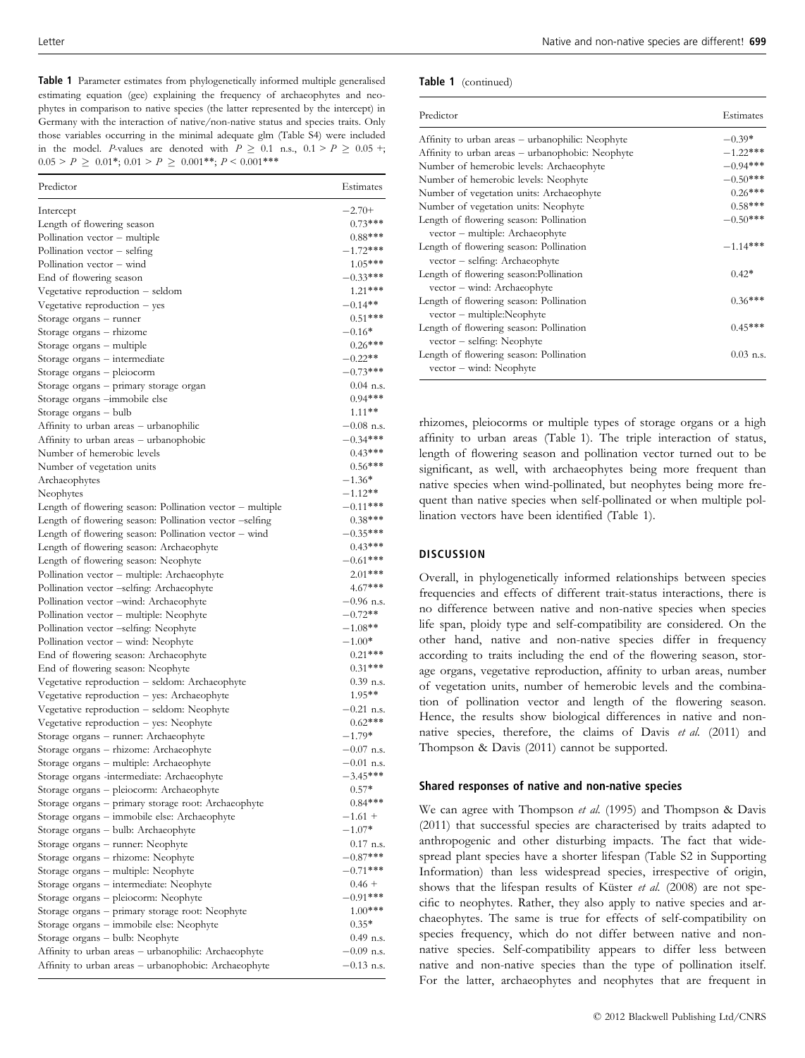**Table 1** Parameter estimates from phylogenetically informed multiple generalised estimating equation (gee) explaining the frequency of archaeophytes and neophytes in comparison to native species (the latter represented by the intercept) in Germany with the interaction of native/non-native status and species traits. Only those variables occurring in the minimal adequate glm (Table S4) were included in the model. *P*-values are denoted with $P \geq 0.1$ n.s., $0.1 > P \geq 0.05$ +; $0.05 > P \geq 0.01$*; $0.01 > P \geq 0.001$**; $P < 0.001$***

| Predictor | Estimates |
|---|---|
| Intercept | −2.70+ |
| Length of flowering season | 0.73*** |
| Pollination vector – multiple | 0.88*** |
| Pollination vector – selfing | −1.72*** |
| Pollination vector – wind | 1.05*** |
| End of flowering season | −0.33*** |
| Vegetative reproduction – seldom | 1.21*** |
| Vegetative reproduction – yes | −0.14** |
| Storage organs – runner | 0.51*** |
| Storage organs – rhizome | −0.16* |
| Storage organs – multiple | 0.26*** |
| Storage organs – intermediate | −0.22** |
| Storage organs – pleiocorm | −0.73*** |
| Storage organs – primary storage organ | 0.04 n.s. |
| Storage organs –immobile else | 0.94*** |
| Storage organs – bulb | 1.11** |
| Affinity to urban areas – urbanophilic | −0.08 n.s. |
| Affinity to urban areas – urbanophobic | −0.34*** |
| Number of hemerobic levels | 0.43*** |
| Number of vegetation units | 0.56*** |
| Archaeophytes | −1.36* |
| Neophytes | −1.12** |
| Length of flowering season: Pollination vector – multiple | −0.11*** |
| Length of flowering season: Pollination vector –selfing | 0.38*** |
| Length of flowering season: Pollination vector – wind | −0.35*** |
| Length of flowering season: Archaeophyte | 0.43*** |
| Length of flowering season: Neophyte | −0.61*** |
| Pollination vector – multiple: Archaeophyte | 2.01*** |
| Pollination vector –selfing: Archaeophyte | 4.67*** |
| Pollination vector –wind: Archaeophyte | −0.96 n.s. |
| Pollination vector – multiple: Neophyte | −0.72** |
| Pollination vector –selfing: Neophyte | −1.08** |
| Pollination vector – wind: Neophyte | −1.00* |
| End of flowering season: Archaeophyte | 0.21*** |
| End of flowering season: Neophyte | 0.31*** |
| Vegetative reproduction – seldom: Archaeophyte | 0.39 n.s. |
| Vegetative reproduction – yes: Archaeophyte | 1.95** |
| Vegetative reproduction – seldom: Neophyte | −0.21 n.s. |
| Vegetative reproduction – yes: Neophyte | 0.62*** |
| Storage organs – runner: Archaeophyte | −1.79* |
| Storage organs – rhizome: Archaeophyte | −0.07 n.s. |
| Storage organs – multiple: Archaeophyte | −0.01 n.s. |
| Storage organs -intermediate: Archaeophyte | −3.45*** |
| Storage organs – pleiocorm: Archaeophyte | 0.57* |
| Storage organs – primary storage root: Archaeophyte | 0.84*** |
| Storage organs – immobile else: Archaeophyte | −1.61 + |
| Storage organs – bulb: Archaeophyte | −1.07* |
| Storage organs – runner: Neophyte | 0.17 n.s. |
| Storage organs – rhizome: Neophyte | −0.87*** |
| Storage organs – multiple: Neophyte | −0.71*** |
| Storage organs – intermediate: Neophyte | 0.46 + |
| Storage organs – pleiocorm: Neophyte | −0.91*** |
| Storage organs – primary storage root: Neophyte | 1.00*** |
| Storage organs – immobile else: Neophyte | 0.35* |
| Storage organs – bulb: Neophyte | 0.49 n.s. |
| Affinity to urban areas – urbanophilic: Archaeophyte | −0.09 n.s. |
| Affinity to urban areas – urbanophobic: Archaeophyte | −0.13 n.s. |
| Affinity to urban areas – urbanophilic: Neophyte | −0.39* |
| Affinity to urban areas – urbanophobic: Neophyte | −1.22*** |
| Number of hemerobic levels: Archaeophyte | −0.94*** |
| Number of hemerobic levels: Neophyte | −0.50*** |
| Number of vegetation units: Archaeophyte | 0.26*** |
| Number of vegetation units: Neophyte | 0.58*** |
| Length of flowering season: Pollination vector – multiple: Archaeophyte | −0.50*** |
| Length of flowering season: Pollination vector – selfing: Archaeophyte | −1.14*** |
| Length of flowering season:Pollination vector – wind: Archaeophyte | 0.42* |
| Length of flowering season: Pollination vector – multiple:Neophyte | 0.36*** |
| Length of flowering season: Pollination vector – selfing: Neophyte | 0.45*** |
| Length of flowering season: Pollination vector – wind: Neophyte | 0.03 n.s. |

rhizomes, pleiocorms or multiple types of storage organs or a high affinity to urban areas (Table 1). The triple interaction of status, length of flowering season and pollination vector turned out to be significant, as well, with archaeophytes being more frequent than native species when wind-pollinated, but neophytes being more frequent than native species when self-pollinated or when multiple pollination vectors have been identified (Table 1).

## DISCUSSION

Overall, in phylogenetically informed relationships between species frequencies and effects of different trait-status interactions, there is no difference between native and non-native species when species life span, ploidy type and self-compatibility are considered. On the other hand, native and non-native species differ in frequency according to traits including the end of the flowering season, storage organs, vegetative reproduction, affinity to urban areas, number of vegetation units, number of hemerobic levels and the combination of pollination vector and length of the flowering season. Hence, the results show biological differences in native and non-native species, therefore, the claims of Davis *et al.* (2011) and Thompson & Davis (2011) cannot be supported.

### Shared responses of native and non-native species

We can agree with Thompson *et al.* (1995) and Thompson & Davis (2011) that successful species are characterised by traits adapted to anthropogenic and other disturbing impacts. The fact that widespread plant species have a shorter lifespan (Table S2 in Supporting Information) than less widespread species, irrespective of origin, shows that the lifespan results of Küster *et al.* (2008) are not specific to neophytes. Rather, they also apply to native species and archaeophytes. The same is true for effects of self-compatibility on species frequency, which do not differ between native and non-native species. Self-compatibility appears to differ less between native and non-native species than the type of pollination itself. For the latter, archaeophytes and neophytes that are frequent in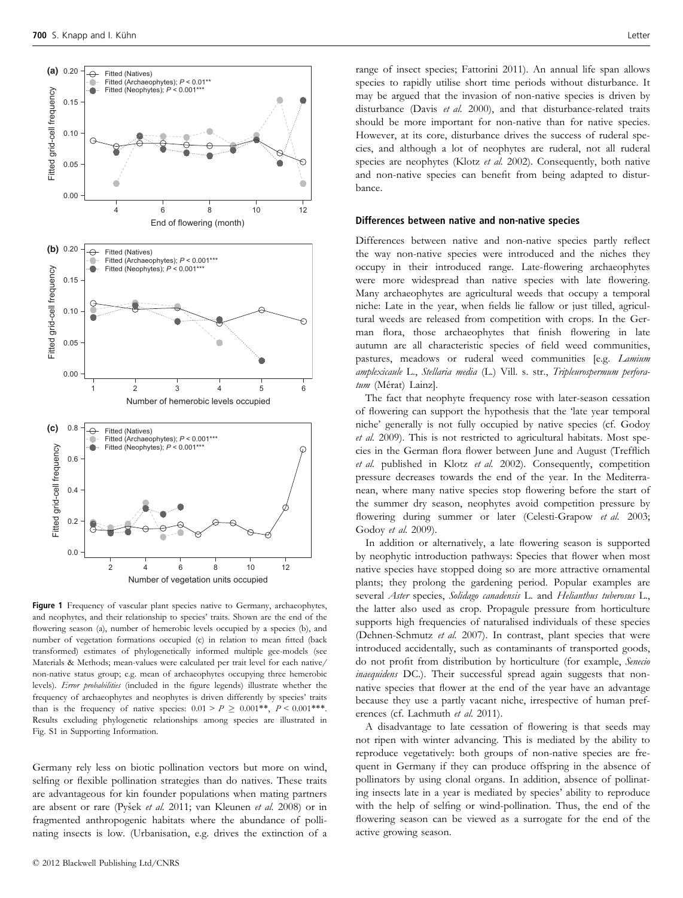Figure 1 Frequency of vascular plant species native to Germany, archaeophytes, and neophytes, and their relationship to species' traits. Shown are the end of the flowering season (a), number of hemerobic levels occupied by a species (b), and number of vegetation formations occupied (c) in relation to mean fitted (back transformed) estimates of phylogenetically informed multiple gee-models (see Materials & Methods; mean-values were calculated per trait level for each native/non-native status group; e.g. mean of archaeophytes occupying three hemerobic levels). *Error probabilities* (included in the figure legends) illustrate whether the frequency of archaeophytes and neophytes is driven differently by species' traits than is the frequency of native species: $0.01 > P \geq 0.001$**, $P < 0.001$***. Results excluding phylogenetic relationships among species are illustrated in Fig. S1 in Supporting Information.

Germany rely less on biotic pollination vectors but more on wind, selfing or flexible pollination strategies than do natives. These traits are advantageous for kin founder populations when mating partners are absent or rare (Pyšek *et al.* 2011; van Kleunen *et al.* 2008) or in fragmented anthropogenic habitats where the abundance of pollinating insects is low. (Urbanisation, e.g. drives the extinction of a range of insect species; Fattorini 2011). An annual life span allows species to rapidly utilise short time periods without disturbance. It may be argued that the invasion of non-native species is driven by disturbance (Davis *et al.* 2000), and that disturbance-related traits should be more important for non-native than for native species. However, at its core, disturbance drives the success of ruderal species, and although a lot of neophytes are ruderal, not all ruderal species are neophytes (Klotz *et al.* 2002). Consequently, both native and non-native species can benefit from being adapted to disturbance.

### Differences between native and non-native species

Differences between native and non-native species partly reflect the way non-native species were introduced and the niches they occupy in their introduced range. Late-flowering archaeophytes were more widespread than native species with late flowering. Many archaeophytes are agricultural weeds that occupy a temporal niche: Late in the year, when fields lie fallow or just tilled, agricultural weeds are released from competition with crops. In the German flora, those archaeophytes that finish flowering in late autumn are all characteristic species of field weed communities, pastures, meadows or ruderal weed communities [e.g. *Lamium amplexicaule* L., *Stellaria media* (L.) Vill. s. str., *Tripleurospermum perforatum* (Mérat) Lainz].

The fact that neophyte frequency rose with later-season cessation of flowering can support the hypothesis that the 'late year temporal niche' generally is not fully occupied by native species (cf. Godoy *et al.* 2009). This is not restricted to agricultural habitats. Most species in the German flora flower between June and August (Trefflich *et al.* published in Klotz *et al.* 2002). Consequently, competition pressure decreases towards the end of the year. In the Mediterranean, where many native species stop flowering before the start of the summer dry season, neophytes avoid competition pressure by flowering during summer or later (Celesti-Grapow *et al.* 2003; Godoy *et al.* 2009).

In addition or alternatively, a late flowering season is supported by neophytic introduction pathways: Species that flower when most native species have stopped doing so are more attractive ornamental plants; they prolong the gardening period. Popular examples are several *Aster* species, *Solidago canadensis* L. and *Helianthus tuberosus* L., the latter also used as crop. Propagule pressure from horticulture supports high frequencies of naturalised individuals of these species (Dehnen-Schmutz *et al.* 2007). In contrast, plant species that were introduced accidentally, such as contaminants of transported goods, do not profit from distribution by horticulture (for example, *Senecio inaequidens* DC.). Their successful spread again suggests that non-native species that flower at the end of the year have an advantage because they use a partly vacant niche, irrespective of human preferences (cf. Lachmuth *et al.* 2011).

A disadvantage to late cessation of flowering is that seeds may not ripen with winter advancing. This is mediated by the ability to reproduce vegetatively: both groups of non-native species are frequent in Germany if they can produce offspring in the absence of pollinators by using clonal organs. In addition, absence of pollinating insects late in a year is mediated by species' ability to reproduce with the help of selfing or wind-pollination. Thus, the end of the flowering season can be viewed as a surrogate for the end of the active growing season.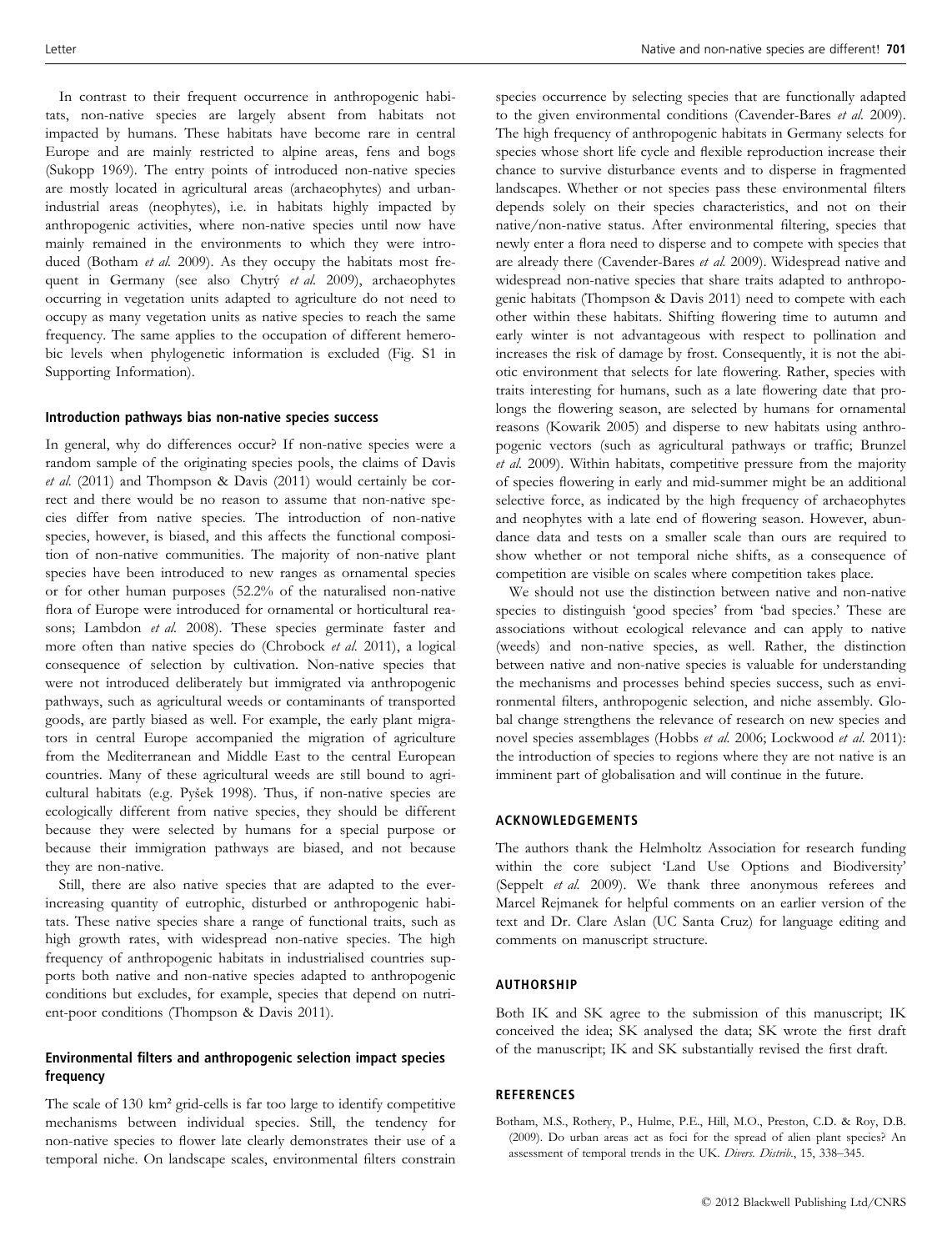In contrast to their frequent occurrence in anthropogenic habitats, non-native species are largely absent from habitats not impacted by humans. These habitats have become rare in central Europe and are mainly restricted to alpine areas, fens and bogs (Sukopp 1969). The entry points of introduced non-native species are mostly located in agricultural areas (archaeophytes) and urban-industrial areas (neophytes), i.e. in habitats highly impacted by anthropogenic activities, where non-native species until now have mainly remained in the environments to which they were introduced (Botham *et al.* 2009). As they occupy the habitats most frequent in Germany (see also Chytrý *et al.* 2009), archaeophytes occurring in vegetation units adapted to agriculture do not need to occupy as many vegetation units as native species to reach the same frequency. The same applies to the occupation of different hemerobic levels when phylogenetic information is excluded (Fig. S1 in Supporting Information).

### Introduction pathways bias non-native species success

In general, why do differences occur? If non-native species were a random sample of the originating species pools, the claims of Davis *et al.* (2011) and Thompson & Davis (2011) would certainly be correct and there would be no reason to assume that non-native species differ from native species. The introduction of non-native species, however, is biased, and this affects the functional composition of non-native communities. The majority of non-native plant species have been introduced to new ranges as ornamental species or for other human purposes (52.2% of the naturalised non-native flora of Europe were introduced for ornamental or horticultural reasons; Lambdon *et al.* 2008). These species germinate faster and more often than native species do (Chrobock *et al.* 2011), a logical consequence of selection by cultivation. Non-native species that were not introduced deliberately but immigrated via anthropogenic pathways, such as agricultural weeds or contaminants of transported goods, are partly biased as well. For example, the early plant migrators in central Europe accompanied the migration of agriculture from the Mediterranean and Middle East to the central European countries. Many of these agricultural weeds are still bound to agricultural habitats (e.g. Pyšek 1998). Thus, if non-native species are ecologically different from native species, they should be different because they were selected by humans for a special purpose or because their immigration pathways are biased, and not because they are non-native.

Still, there are also native species that are adapted to the ever-increasing quantity of eutrophic, disturbed or anthropogenic habitats. These native species share a range of functional traits, such as high growth rates, with widespread non-native species. The high frequency of anthropogenic habitats in industrialised countries supports both native and non-native species adapted to anthropogenic conditions but excludes, for example, species that depend on nutrient-poor conditions (Thompson & Davis 2011).

### Environmental filters and anthropogenic selection impact species frequency

The scale of 130 km² grid-cells is far too large to identify competitive mechanisms between individual species. Still, the tendency for non-native species to flower late clearly demonstrates their use of a temporal niche. On landscape scales, environmental filters constrain species occurrence by selecting species that are functionally adapted to the given environmental conditions (Cavender-Bares *et al.* 2009). The high frequency of anthropogenic habitats in Germany selects for species whose short life cycle and flexible reproduction increase their chance to survive disturbance events and to disperse in fragmented landscapes. Whether or not species pass these environmental filters depends solely on their species characteristics, and not on their native/non-native status. After environmental filtering, species that newly enter a flora need to disperse and to compete with species that are already there (Cavender-Bares *et al.* 2009). Widespread native and widespread non-native species that share traits adapted to anthropogenic habitats (Thompson & Davis 2011) need to compete with each other within these habitats. Shifting flowering time to autumn and early winter is not advantageous with respect to pollination and increases the risk of damage by frost. Consequently, it is not the abiotic environment that selects for late flowering. Rather, species with traits interesting for humans, such as a late flowering date that prolongs the flowering season, are selected by humans for ornamental reasons (Kowarik 2005) and disperse to new habitats using anthropogenic vectors (such as agricultural pathways or traffic; Brunzel *et al.* 2009). Within habitats, competitive pressure from the majority of species flowering in early and mid-summer might be an additional selective force, as indicated by the high frequency of archaeophytes and neophytes with a late end of flowering season. However, abundance data and tests on a smaller scale than ours are required to show whether or not temporal niche shifts, as a consequence of competition are visible on scales where competition takes place.

We should not use the distinction between native and non-native species to distinguish 'good species' from 'bad species.' These are associations without ecological relevance and can apply to native (weeds) and non-native species, as well. Rather, the distinction between native and non-native species is valuable for understanding the mechanisms and processes behind species success, such as environmental filters, anthropogenic selection, and niche assembly. Global change strengthens the relevance of research on new species and novel species assemblages (Hobbs *et al.* 2006; Lockwood *et al.* 2011): the introduction of species to regions where they are not native is an imminent part of globalisation and will continue in the future.

## ACKNOWLEDGEMENTS

The authors thank the Helmholtz Association for research funding within the core subject 'Land Use Options and Biodiversity' (Seppelt *et al.* 2009). We thank three anonymous referees and Marcel Rejmanek for helpful comments on an earlier version of the text and Dr. Clare Aslan (UC Santa Cruz) for language editing and comments on manuscript structure.

## AUTHORSHIP

Both IK and SK agree to the submission of this manuscript; IK conceived the idea; SK analysed the data; SK wrote the first draft of the manuscript; IK and SK substantially revised the first draft.

## REFERENCES

Botham, M.S., Rothery, P., Hulme, P.E., Hill, M.O., Preston, C.D. & Roy, D.B. (2009). Do urban areas act as foci for the spread of alien plant species? An assessment of temporal trends in the UK. *Divers. Distrib.*, 15, 338–345.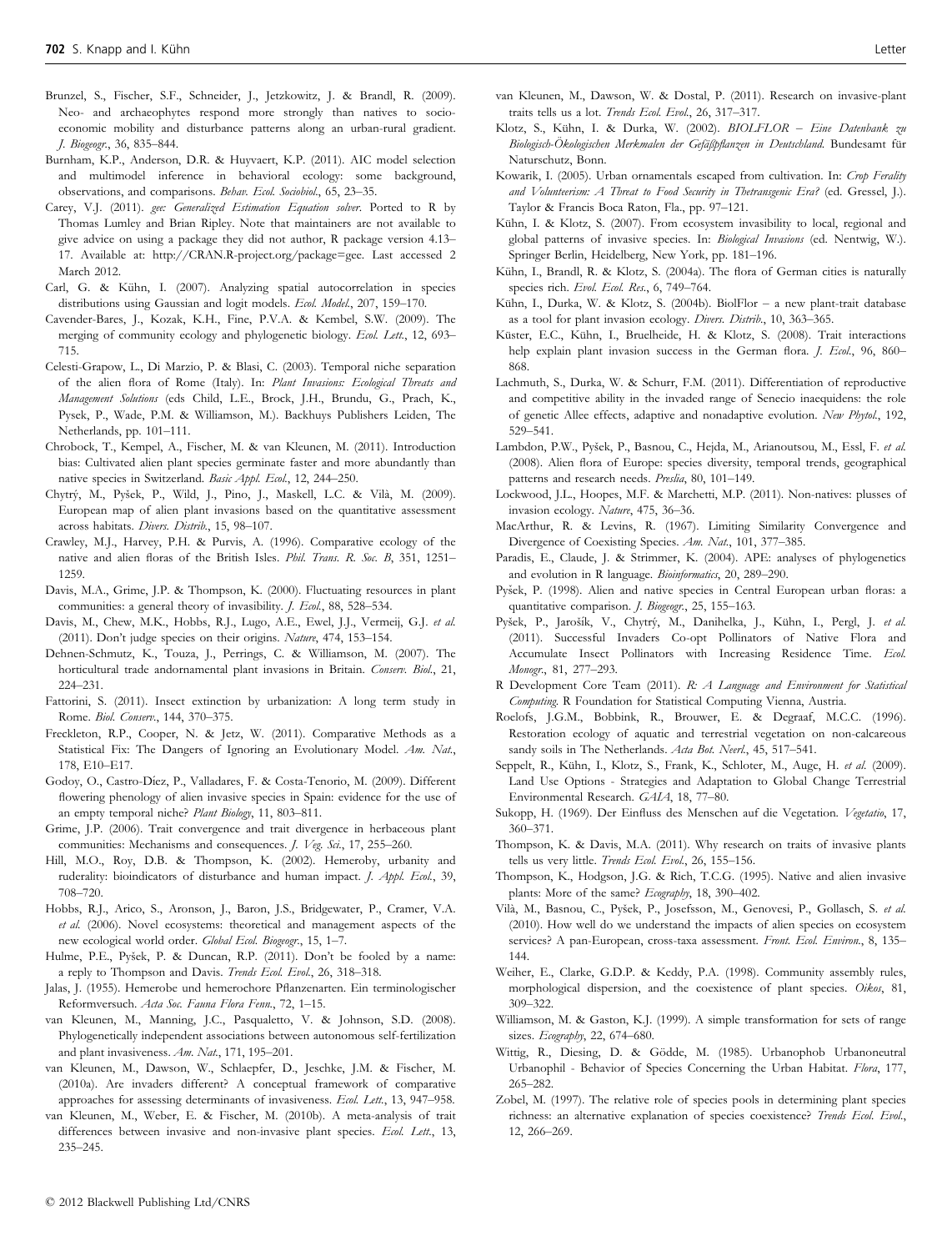Brunzel, S., Fischer, S.F., Schneider, J., Jetzkowitz, J. & Brandl, R. (2009). Neo- and archaeophytes respond more strongly than natives to socio-economic mobility and disturbance patterns along an urban-rural gradient. *J. Biogeogr.*, 36, 835–844.

Burnham, K.P., Anderson, D.R. & Huyvaert, K.P. (2011). AIC model selection and multimodel inference in behavioral ecology: some background, observations, and comparisons. *Behav. Ecol. Sociobiol.*, 65, 23–35.

Carey, V.J. (2011). *gee: Generalized Estimation Equation solver*. Ported to R by Thomas Lumley and Brian Ripley. Note that maintainers are not available to give advice on using a package they did not author, R package version 4.13–17. Available at: http://CRAN.R-project.org/package=gee. Last accessed 2 March 2012.

Carl, G. & Kühn, I. (2007). Analyzing spatial autocorrelation in species distributions using Gaussian and logit models. *Ecol. Model.*, 207, 159–170.

Cavender-Bares, J., Kozak, K.H., Fine, P.V.A. & Kembel, S.W. (2009). The merging of community ecology and phylogenetic biology. *Ecol. Lett.*, 12, 693–715.

Celesti-Grapow, L., Di Marzio, P. & Blasi, C. (2003). Temporal niche separation of the alien flora of Rome (Italy). In: *Plant Invasions: Ecological Threats and Management Solutions* (eds Child, L.E., Brock, J.H., Brundu, G., Prach, K., Pysek, P., Wade, P.M. & Williamson, M.). Backhuys Publishers Leiden, The Netherlands, pp. 101–111.

Chrobock, T., Kempel, A., Fischer, M. & van Kleunen, M. (2011). Introduction bias: Cultivated alien plant species germinate faster and more abundantly than native species in Switzerland. *Basic Appl. Ecol.*, 12, 244–250.

Chytrý, M., Pyšek, P., Wild, J., Pino, J., Maskell, L.C. & Vilà, M. (2009). European map of alien plant invasions based on the quantitative assessment across habitats. *Divers. Distrib.*, 15, 98–107.

Crawley, M.J., Harvey, P.H. & Purvis, A. (1996). Comparative ecology of the native and alien floras of the British Isles. *Phil. Trans. R. Soc. B*, 351, 1251–1259.

Davis, M.A., Grime, J.P. & Thompson, K. (2000). Fluctuating resources in plant communities: a general theory of invasibility. *J. Ecol.*, 88, 528–534.

Davis, M., Chew, M.K., Hobbs, R.J., Lugo, A.E., Ewel, J.J., Vermeij, G.J. *et al.* (2011). Don't judge species on their origins. *Nature*, 474, 153–154.

Dehnen-Schmutz, K., Touza, J., Perrings, C. & Williamson, M. (2007). The horticultural trade andornamental plant invasions in Britain. *Conserv. Biol.*, 21, 224–231.

Fattorini, S. (2011). Insect extinction by urbanization: A long term study in Rome. *Biol. Conserv.*, 144, 370–375.

Freckleton, R.P., Cooper, N. & Jetz, W. (2011). Comparative Methods as a Statistical Fix: The Dangers of Ignoring an Evolutionary Model. *Am. Nat.*, 178, E10–E17.

Godoy, O., Castro-Díez, P., Valladares, F. & Costa-Tenorio, M. (2009). Different flowering phenology of alien invasive species in Spain: evidence for the use of an empty temporal niche? *Plant Biology*, 11, 803–811.

Grime, J.P. (2006). Trait convergence and trait divergence in herbaceous plant communities: Mechanisms and consequences. *J. Veg. Sci.*, 17, 255–260.

Hill, M.O., Roy, D.B. & Thompson, K. (2002). Hemeroby, urbanity and ruderality: bioindicators of disturbance and human impact. *J. Appl. Ecol.*, 39, 708–720.

Hobbs, R.J., Arico, S., Aronson, J., Baron, J.S., Bridgewater, P., Cramer, V.A. *et al.* (2006). Novel ecosystems: theoretical and management aspects of the new ecological world order. *Global Ecol. Biogeogr.*, 15, 1–7.

Hulme, P.E., Pyšek, P. & Duncan, R.P. (2011). Don't be fooled by a name: a reply to Thompson and Davis. *Trends Ecol. Evol.*, 26, 318–318.

Jalas, J. (1955). Hemerobe und hemerochore Pflanzenarten. Ein terminologischer Reformversuch. *Acta Soc. Fauna Flora Fenn.*, 72, 1–15.

van Kleunen, M., Manning, J.C., Pasqualetto, V. & Johnson, S.D. (2008). Phylogenetically independent associations between autonomous self-fertilization and plant invasiveness. *Am. Nat.*, 171, 195–201.

van Kleunen, M., Dawson, W., Schlaepfer, D., Jeschke, J.M. & Fischer, M. (2010a). Are invaders different? A conceptual framework of comparative approaches for assessing determinants of invasiveness. *Ecol. Lett.*, 13, 947–958.

van Kleunen, M., Weber, E. & Fischer, M. (2010b). A meta-analysis of trait differences between invasive and non-invasive plant species. *Ecol. Lett.*, 13, 235–245.

van Kleunen, M., Dawson, W. & Dostal, P. (2011). Research on invasive-plant traits tells us a lot. *Trends Ecol. Evol.*, 26, 317–317.

Klotz, S., Kühn, I. & Durka, W. (2002). *BIOLFLOR – Eine Datenbank zu Biologisch-Ökologischen Merkmalen der Gefäßpflanzen in Deutschland*. Bundesamt für Naturschutz, Bonn.

Kowarik, I. (2005). Urban ornamentals escaped from cultivation. In: *Crop Ferality and Volunteerism: A Threat to Food Security in Thetransgenic Era?* (ed. Gressel, J.). Taylor & Francis Boca Raton, Fla., pp. 97–121.

Kühn, I. & Klotz, S. (2007). From ecosystem invasibility to local, regional and global patterns of invasive species. In: *Biological Invasions* (ed. Nentwig, W.). Springer Berlin, Heidelberg, New York, pp. 181–196.

Kühn, I., Brandl, R. & Klotz, S. (2004a). The flora of German cities is naturally species rich. *Evol. Ecol. Res.*, 6, 749–764.

Kühn, I., Durka, W. & Klotz, S. (2004b). BiolFlor – a new plant-trait database as a tool for plant invasion ecology. *Divers. Distrib.*, 10, 363–365.

Küster, E.C., Kühn, I., Bruelheide, H. & Klotz, S. (2008). Trait interactions help explain plant invasion success in the German flora. *J. Ecol.*, 96, 860–868.

Lachmuth, S., Durka, W. & Schurr, F.M. (2011). Differentiation of reproductive and competitive ability in the invaded range of Senecio inaequidens: the role of genetic Allee effects, adaptive and nonadaptive evolution. *New Phytol.*, 192, 529–541.

Lambdon, P.W., Pyšek, P., Basnou, C., Hejda, M., Arianoutsou, M., Essl, F. *et al.* (2008). Alien flora of Europe: species diversity, temporal trends, geographical patterns and research needs. *Preslia*, 80, 101–149.

Lockwood, J.L., Hoopes, M.F. & Marchetti, M.P. (2011). Non-natives: plusses of invasion ecology. *Nature*, 475, 36–36.

MacArthur, R. & Levins, R. (1967). Limiting Similarity Convergence and Divergence of Coexisting Species. *Am. Nat.*, 101, 377–385.

Paradis, E., Claude, J. & Strimmer, K. (2004). APE: analyses of phylogenetics and evolution in R language. *Bioinformatics*, 20, 289–290.

Pyšek, P. (1998). Alien and native species in Central European urban floras: a quantitative comparison. *J. Biogeogr.*, 25, 155–163.

Pyšek, P., Jarošík, V., Chytrý, M., Danihelka, J., Kühn, I., Pergl, J. *et al.* (2011). Successful Invaders Co-opt Pollinators of Native Flora and Accumulate Insect Pollinators with Increasing Residence Time. *Ecol. Monogr.*, 81, 277–293.

R Development Core Team (2011). *R: A Language and Environment for Statistical Computing*. R Foundation for Statistical Computing Vienna, Austria.

Roelofs, J.G.M., Bobbink, R., Brouwer, E. & Degraaf, M.C.C. (1996). Restoration ecology of aquatic and terrestrial vegetation on non-calcareous sandy soils in The Netherlands. *Acta Bot. Neerl.*, 45, 517–541.

Seppelt, R., Kühn, I., Klotz, S., Frank, K., Schloter, M., Auge, H. *et al.* (2009). Land Use Options - Strategies and Adaptation to Global Change Terrestrial Environmental Research. *GAIA*, 18, 77–80.

Sukopp, H. (1969). Der Einfluss des Menschen auf die Vegetation. *Vegetatio*, 17, 360–371.

Thompson, K. & Davis, M.A. (2011). Why research on traits of invasive plants tells us very little. *Trends Ecol. Evol.*, 26, 155–156.

Thompson, K., Hodgson, J.G. & Rich, T.C.G. (1995). Native and alien invasive plants: More of the same? *Ecography*, 18, 390–402.

Vilà, M., Basnou, C., Pyšek, P., Josefsson, M., Genovesi, P., Gollasch, S. *et al.* (2010). How well do we understand the impacts of alien species on ecosystem services? A pan-European, cross-taxa assessment. *Front. Ecol. Environ.*, 8, 135–144.

Weiher, E., Clarke, G.D.P. & Keddy, P.A. (1998). Community assembly rules, morphological dispersion, and the coexistence of plant species. *Oikos*, 81, 309–322.

Williamson, M. & Gaston, K.J. (1999). A simple transformation for sets of range sizes. *Ecography*, 22, 674–680.

Wittig, R., Diesing, D. & Gödde, M. (1985). Urbanophob Urbanoneutral Urbanophil - Behavior of Species Concerning the Urban Habitat. *Flora*, 177, 265–282.

Zobel, M. (1997). The relative role of species pools in determining plant species richness: an alternative explanation of species coexistence? *Trends Ecol. Evol.*, 12, 266–269.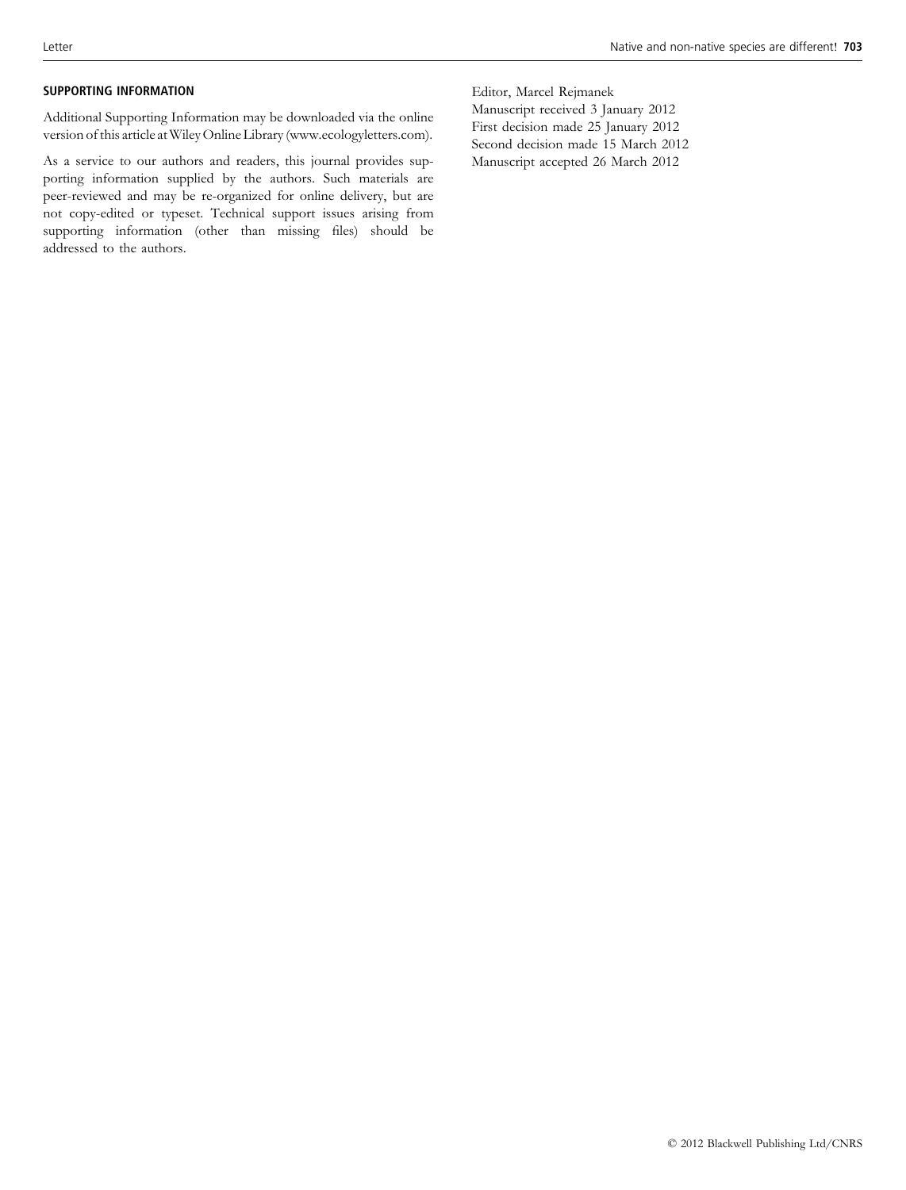## SUPPORTING INFORMATION

Additional Supporting Information may be downloaded via the online version of this article at Wiley Online Library (www.ecologyletters.com).

As a service to our authors and readers, this journal provides supporting information supplied by the authors. Such materials are peer-reviewed and may be re-organized for online delivery, but are not copy-edited or typeset. Technical support issues arising from supporting information (other than missing files) should be addressed to the authors.

Editor, Marcel Rejmanek
Manuscript received 3 January 2012
First decision made 25 January 2012
Second decision made 15 March 2012
Manuscript accepted 26 March 2012